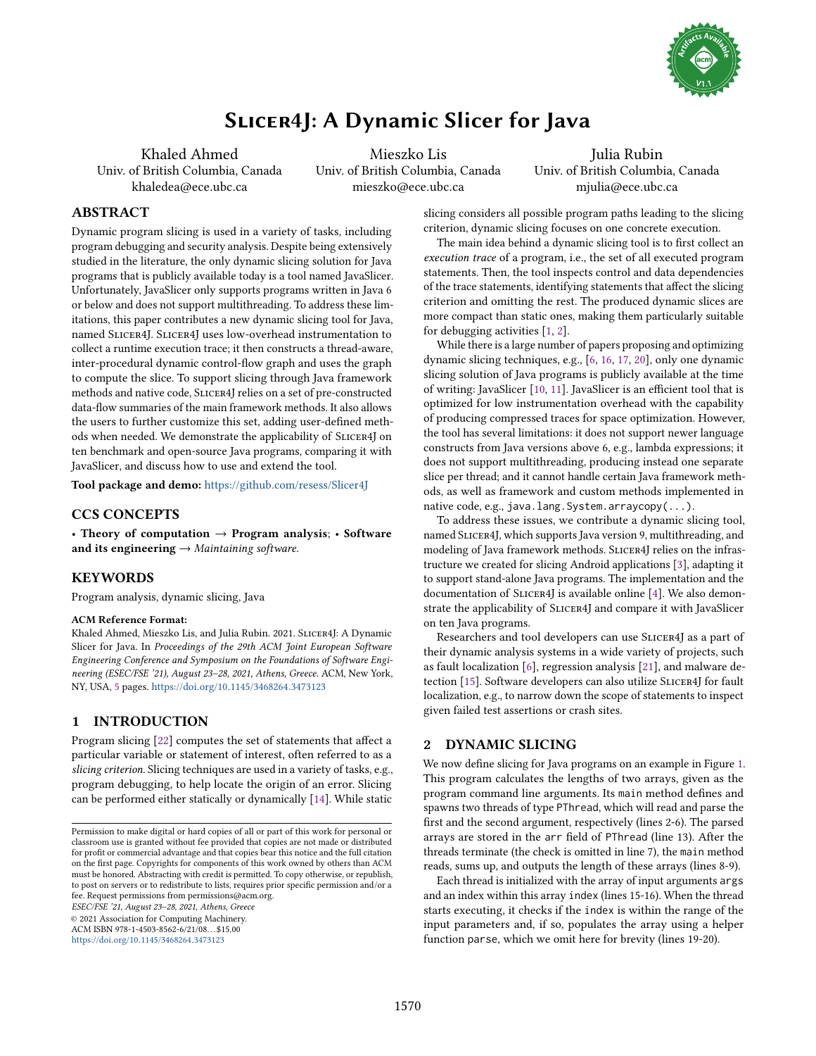# Slicer4J: A Dynamic Slicer for Java

Khaled Ahmed
Univ. of British Columbia, Canada
khaledea@ece.ubc.ca

Mieszko Lis
Univ. of British Columbia, Canada
mieszko@ece.ubc.ca

Julia Rubin
Univ. of British Columbia, Canada
mjulia@ece.ubc.ca

## ABSTRACT

Dynamic program slicing is used in a variety of tasks, including program debugging and security analysis. Despite being extensively studied in the literature, the only dynamic slicing solution for Java programs that is publicly available today is a tool named JavaSlicer. Unfortunately, JavaSlicer only supports programs written in Java 6 or below and does not support multithreading. To address these limitations, this paper contributes a new dynamic slicing tool for Java, named Slicer4J. Slicer4J uses low-overhead instrumentation to collect a runtime execution trace; it then constructs a thread-aware, inter-procedural dynamic control-flow graph and uses the graph to compute the slice. To support slicing through Java framework methods and native code, Slicer4J relies on a set of pre-constructed data-flow summaries of the main framework methods. It also allows the users to further customize this set, adding user-defined methods when needed. We demonstrate the applicability of Slicer4J on ten benchmark and open-source Java programs, comparing it with JavaSlicer, and discuss how to use and extend the tool.

**Tool package and demo:** https://github.com/resess/Slicer4J

## CCS CONCEPTS

• **Theory of computation** → **Program analysis**; • **Software and its engineering** → *Maintaining software.*

## KEYWORDS

Program analysis, dynamic slicing, Java

**ACM Reference Format:**
Khaled Ahmed, Mieszko Lis, and Julia Rubin. 2021. Slicer4J: A Dynamic Slicer for Java. In *Proceedings of the 29th ACM Joint European Software Engineering Conference and Symposium on the Foundations of Software Engineering (ESEC/FSE '21), August 23–28, 2021, Athens, Greece.* ACM, New York, NY, USA, 5 pages. https://doi.org/10.1145/3468264.3473123

## 1 INTRODUCTION

Program slicing [22] computes the set of statements that affect a particular variable or statement of interest, often referred to as a *slicing criterion.* Slicing techniques are used in a variety of tasks, e.g., program debugging, to help locate the origin of an error. Slicing can be performed either statically or dynamically [14]. While static slicing considers all possible program paths leading to the slicing criterion, dynamic slicing focuses on one concrete execution.

The main idea behind a dynamic slicing tool is to first collect an *execution trace* of a program, i.e., the set of all executed program statements. Then, the tool inspects control and data dependencies of the trace statements, identifying statements that affect the slicing criterion and omitting the rest. The produced dynamic slices are more compact than static ones, making them particularly suitable for debugging activities [1, 2].

While there is a large number of papers proposing and optimizing dynamic slicing techniques, e.g., [6, 16, 17, 20], only one dynamic slicing solution of Java programs is publicly available at the time of writing: JavaSlicer [10, 11]. JavaSlicer is an efficient tool that is optimized for low instrumentation overhead with the capability of producing compressed traces for space optimization. However, the tool has several limitations: it does not support newer language constructs from Java versions above 6, e.g., lambda expressions; it does not support multithreading, producing instead one separate slice per thread; and it cannot handle certain Java framework methods, as well as framework and custom methods implemented in native code, e.g., `java.lang.System.arraycopy(...)`.

To address these issues, we contribute a dynamic slicing tool, named Slicer4J, which supports Java version 9, multithreading, and modeling of Java framework methods. Slicer4J relies on the infrastructure we created for slicing Android applications [3], adapting it to support stand-alone Java programs. The implementation and the documentation of Slicer4J is available online [4]. We also demonstrate the applicability of Slicer4J and compare it with JavaSlicer on ten Java programs.

Researchers and tool developers can use Slicer4J as a part of their dynamic analysis systems in a wide variety of projects, such as fault localization [6], regression analysis [21], and malware detection [15]. Software developers can also utilize Slicer4J for fault localization, e.g., to narrow down the scope of statements to inspect given failed test assertions or crash sites.

## 2 DYNAMIC SLICING

We now define slicing for Java programs on an example in Figure 1. This program calculates the lengths of two arrays, given as the program command line arguments. Its `main` method defines and spawns two threads of type `PThread`, which will read and parse the first and the second argument, respectively (lines 2-6). The parsed arrays are stored in the `arr` field of `PThread` (line 13). After the threads terminate (the check is omitted in line 7), the `main` method reads, sums up, and outputs the length of these arrays (lines 8-9).

Each thread is initialized with the array of input arguments `args` and an index within this array `index` (lines 15-16). When the thread starts executing, it checks if the `index` is within the range of the input parameters and, if so, populates the array using a helper function `parse`, which we omit here for brevity (lines 19-20).

Permission to make digital or hard copies of all or part of this work for personal or classroom use is granted without fee provided that copies are not made or distributed for profit or commercial advantage and that copies bear this notice and the full citation on the first page. Copyrights for components of this work owned by others than ACM must be honored. Abstracting with credit is permitted. To copy otherwise, or republish, to post on servers or to redistribute to lists, requires prior specific permission and/or a fee. Request permissions from permissions@acm.org.
*ESEC/FSE '21, August 23–28, 2021, Athens, Greece*
© 2021 Association for Computing Machinery.
ACM ISBN 978-1-4503-8562-6/21/08...$15.00
https://doi.org/10.1145/3468264.3473123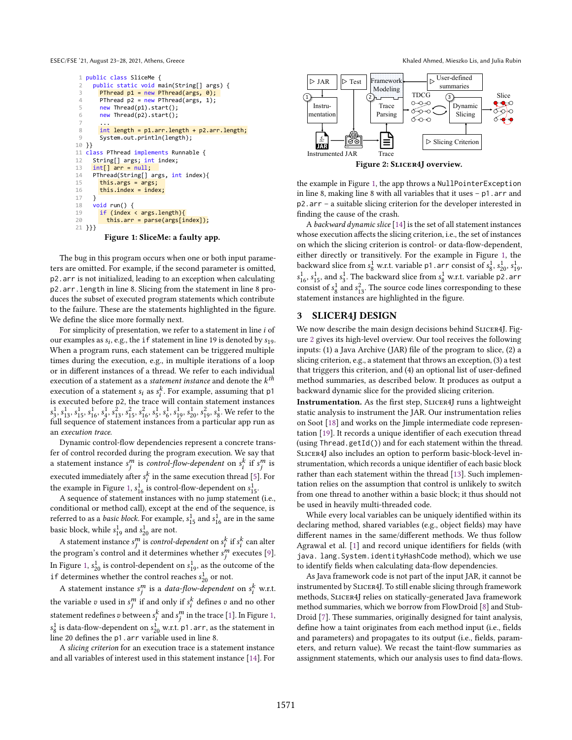```java
1  public class SliceMe {
2    public static void main(String[] args) {
3      PThread p1 = new PThread(args, 0);
4      PThread p2 = new PThread(args, 1);
5      new Thread(p1).start();
6      new Thread(p2).start();
7      ...
8      int length = p1.arr.length + p2.arr.length;
9      System.out.println(length);
10 }}
11 class PThread implements Runnable {
12   String[] args; int index;
13   int[] arr = null;
14   PThread(String[] args, int index){
15     this.args = args;
16     this.index = index;
17   }
18   void run() {
19     if (index < args.length){
20       this.arr = parse(args[index]);
21 }}}
```

Figure 1: SliceMe: a faulty app.

The bug in this program occurs when one or both input parameters are omitted. For example, if the second parameter is omitted, `p2.arr` is not initialized, leading to an exception when calculating `p2.arr.length` in line 8. Slicing from the statement in line 8 produces the subset of executed program statements which contribute to the failure. These are the statements highlighted in the figure. We define the slice more formally next.

For simplicity of presentation, we refer to a statement in line $i$ of our examples as $s_i$, e.g., the `if` statement in line 19 is denoted by $s_{19}$. When a program runs, each statement can be triggered multiple times during the execution, e.g., in multiple iterations of a loop or in different instances of a thread. We refer to each individual execution of a statement as a *statement instance* and denote the $k^{th}$ execution of a statement $s_i$ as $s_i^k$. For example, assuming that p1 is executed before p2, the trace will contain statement instances $s_3^1, s_{13}^1, s_{15}^1, s_{16}^1, s_4^1, s_{13}^2, s_{15}^2, s_{16}^2, s_5^1, s_6^1, s_{19}^1, s_{20}^1, s_{19}^2, s_8^1$. We refer to the full sequence of statement instances from a particular app run as an *execution trace*.

Dynamic control-flow dependencies represent a concrete transfer of control recorded during the program execution. We say that a statement instance $s_j^m$ is *control-flow-dependent* on $s_i^k$ if $s_j^m$ is executed immediately after $s_i^k$ in the same execution thread [5]. For the example in Figure 1, $s_{16}^1$ is control-flow-dependent on $s_{15}^1$.

A sequence of statement instances with no jump statement (i.e., conditional or method call), except at the end of the sequence, is referred to as a *basic block*. For example, $s_{15}^1$ and $s_{16}^1$ are in the same basic block, while $s_{19}^1$ and $s_{20}^1$ are not.

A statement instance $s_j^m$ is *control-dependent* on $s_i^k$ if $s_i^k$ can alter the program's control and it determines whether $s_j^m$ executes [9]. In Figure 1, $s_{20}^1$ is control-dependent on $s_{19}^1$, as the outcome of the `if` determines whether the control reaches $s_{20}^1$ or not.

A statement instance $s_j^m$ is a *data-flow-dependent* on $s_i^k$ w.r.t. the variable $v$ used in $s_j^m$ if and only if $s_i^k$ defines $v$ and no other statement redefines $v$ between $s_i^k$ and $s_j^m$ in the trace [1]. In Figure 1, $s_8^1$ is data-flow-dependent on $s_{20}^1$ w.r.t. `p1.arr`, as the statement in line 20 defines the `p1.arr` variable used in line 8.

A *slicing criterion* for an execution trace is a statement instance and all variables of interest used in this statement instance [14]. For the example in Figure 1, the app throws a `NullPointerException` in line 8, making line 8 with all variables that it uses – `p1.arr` and `p2.arr` – a suitable slicing criterion for the developer interested in finding the cause of the crash.

A *backward dynamic slice* [14] is the set of all statement instances whose execution affects the slicing criterion, i.e., the set of instances on which the slicing criterion is control- or data-flow-dependent, either directly or transitively. For the example in Figure 1, the backward slice from $s_8^1$ w.r.t. variable `p1.arr` consist of $s_8^1, s_{20}^1, s_{19}^1, s_{16}^1, s_{15}^1$, and $s_3^1$. The backward slice from $s_8^1$ w.r.t. variable `p2.arr` consist of $s_8^1$ and $s_{13}^2$. The source code lines corresponding to these statement instances are highlighted in the figure.

Figure 2: SLICER4J overview.

## 3 SLICER4J DESIGN

We now describe the main design decisions behind SLICER4J. Figure 2 gives its high-level overview. Our tool receives the following inputs: (1) a Java Archive (JAR) file of the program to slice, (2) a slicing criterion, e.g., a statement that throws an exception, (3) a test that triggers this criterion, and (4) an optional list of user-defined method summaries, as described below. It produces as output a backward dynamic slice for the provided slicing criterion.

**Instrumentation.** As the first step, SLICER4J runs a lightweight static analysis to instrument the JAR. Our instrumentation relies on Soot [18] and works on the Jimple intermediate code representation [19]. It records a unique identifier of each execution thread (using `Thread.getId()`) and for each statement within the thread. SLICER4J also includes an option to perform basic-block-level instrumentation, which records a unique identifier of each basic block rather than each statement within the thread [13]. Such implementation relies on the assumption that control is unlikely to switch from one thread to another within a basic block; it thus should not be used in heavily multi-threaded code.

While every local variables can be uniquely identified within its declaring method, shared variables (e.g., object fields) may have different names in the same/different methods. We thus follow Agrawal et al. [1] and record unique identifiers for fields (with `java.lang.System.identityHashCode` method), which we use to identify fields when calculating data-flow dependencies.

As Java framework code is not part of the input JAR, it cannot be instrumented by SLICER4J. To still enable slicing through framework methods, SLICER4J relies on statically-generated Java framework method summaries, which we borrow from FlowDroid [8] and StubDroid [7]. These summaries, originally designed for taint analysis, define how a taint originates from each method input (i.e., fields and parameters) and propagates to its output (i.e., fields, parameters, and return value). We recast the taint-flow summaries as assignment statements, which our analysis uses to find data-flows.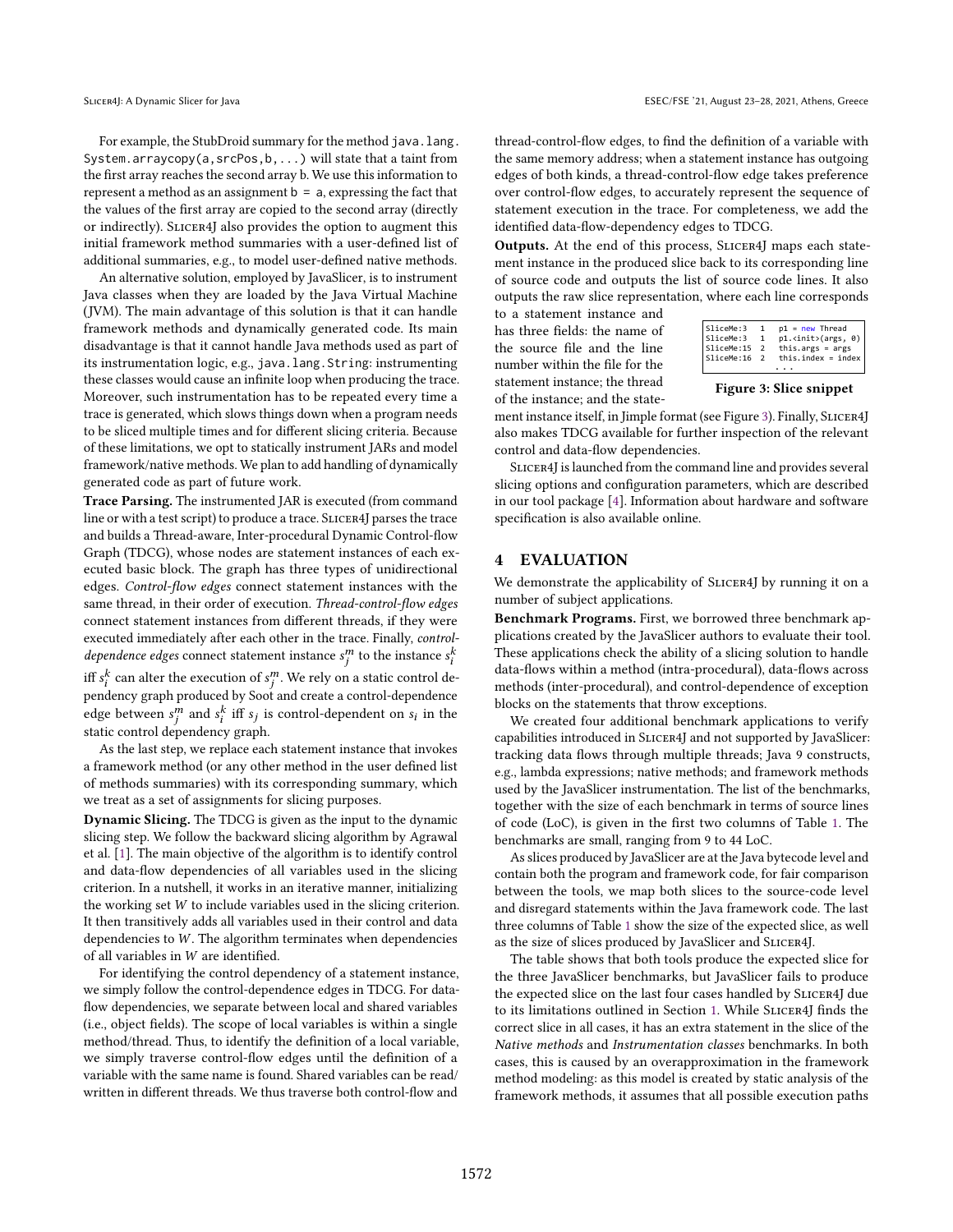For example, the StubDroid summary for the method `java.lang.System.arraycopy(a,srcPos,b,...)` will state that a taint from the first array reaches the second array b. We use this information to represent a method as an assignment `b = a`, expressing the fact that the values of the first array are copied to the second array (directly or indirectly). Slicer4J also provides the option to augment this initial framework method summaries with a user-defined list of additional summaries, e.g., to model user-defined native methods.

An alternative solution, employed by JavaSlicer, is to instrument Java classes when they are loaded by the Java Virtual Machine (JVM). The main advantage of this solution is that it can handle framework methods and dynamically generated code. Its main disadvantage is that it cannot handle Java methods used as part of its instrumentation logic, e.g., `java.lang.String`: instrumenting these classes would cause an infinite loop when producing the trace. Moreover, such instrumentation has to be repeated every time a trace is generated, which slows things down when a program needs to be sliced multiple times and for different slicing criteria. Because of these limitations, we opt to statically instrument JARs and model framework/native methods. We plan to add handling of dynamically generated code as part of future work.

**Trace Parsing.** The instrumented JAR is executed (from command line or with a test script) to produce a trace. Slicer4J parses the trace and builds a Thread-aware, Inter-procedural Dynamic Control-flow Graph (TDCG), whose nodes are statement instances of each executed basic block. The graph has three types of unidirectional edges. *Control-flow edges* connect statement instances with the same thread, in their order of execution. *Thread-control-flow edges* connect statement instances from different threads, if they were executed immediately after each other in the trace. Finally, *control-dependence edges* connect statement instance $s_j^m$ to the instance $s_i^k$ iff $s_i^k$ can alter the execution of $s_j^m$. We rely on a static control dependency graph produced by Soot and create a control-dependence edge between $s_j^m$ and $s_i^k$ iff $s_j$ is control-dependent on $s_i$ in the static control dependency graph.

As the last step, we replace each statement instance that invokes a framework method (or any other method in the user defined list of methods summaries) with its corresponding summary, which we treat as a set of assignments for slicing purposes.

**Dynamic Slicing.** The TDCG is given as the input to the dynamic slicing step. We follow the backward slicing algorithm by Agrawal et al. [1]. The main objective of the algorithm is to identify control and data-flow dependencies of all variables used in the slicing criterion. In a nutshell, it works in an iterative manner, initializing the working set $W$ to include variables used in the slicing criterion. It then transitively adds all variables used in their control and data dependencies to $W$. The algorithm terminates when dependencies of all variables in $W$ are identified.

For identifying the control dependency of a statement instance, we simply follow the control-dependence edges in TDCG. For data-flow dependencies, we separate between local and shared variables (i.e., object fields). The scope of local variables is within a single method/thread. Thus, to identify the definition of a local variable, we simply traverse control-flow edges until the definition of a variable with the same name is found. Shared variables can be read/written in different threads. We thus traverse both control-flow and thread-control-flow edges, to find the definition of a variable with the same memory address; when a statement instance has outgoing edges of both kinds, a thread-control-flow edge takes preference over control-flow edges, to accurately represent the sequence of statement execution in the trace. For completeness, we add the identified data-flow-dependency edges to TDCG.

**Outputs.** At the end of this process, Slicer4J maps each statement instance in the produced slice back to its corresponding line of source code and outputs the list of source code lines. It also outputs the raw slice representation, where each line corresponds to a statement instance and has three fields: the name of the source file and the line number within the file for the statement instance; the thread of the instance; and the statement instance itself, in Jimple format (see Figure 3). Finally, Slicer4J also makes TDCG available for further inspection of the relevant control and data-flow dependencies.

```
SliceMe:3   1   p1 = new Thread
SliceMe:3   1   p1.<init>(args, 0)
SliceMe:15  2   this.args = args
SliceMe:16  2   this.index = index
                ...
```

**Figure 3: Slice snippet**

Slicer4J is launched from the command line and provides several slicing options and configuration parameters, which are described in our tool package [4]. Information about hardware and software specification is also available online.

## 4 EVALUATION

We demonstrate the applicability of Slicer4J by running it on a number of subject applications.

**Benchmark Programs.** First, we borrowed three benchmark applications created by the JavaSlicer authors to evaluate their tool. These applications check the ability of a slicing solution to handle data-flows within a method (intra-procedural), data-flows across methods (inter-procedural), and control-dependence of exception blocks on the statements that throw exceptions.

We created four additional benchmark applications to verify capabilities introduced in Slicer4J and not supported by JavaSlicer: tracking data flows through multiple threads; Java 9 constructs, e.g., lambda expressions; native methods; and framework methods used by the JavaSlicer instrumentation. The list of the benchmarks, together with the size of each benchmark in terms of source lines of code (LoC), is given in the first two columns of Table 1. The benchmarks are small, ranging from 9 to 44 LoC.

As slices produced by JavaSlicer are at the Java bytecode level and contain both the program and framework code, for fair comparison between the tools, we map both slices to the source-code level and disregard statements within the Java framework code. The last three columns of Table 1 show the size of the expected slice, as well as the size of slices produced by JavaSlicer and Slicer4J.

The table shows that both tools produce the expected slice for the three JavaSlicer benchmarks, but JavaSlicer fails to produce the expected slice on the last four cases handled by Slicer4J due to its limitations outlined in Section 1. While Slicer4J finds the correct slice in all cases, it has an extra statement in the slice of the *Native methods* and *Instrumentation classes* benchmarks. In both cases, this is caused by an overapproximation in the framework method modeling: as this model is created by static analysis of the framework methods, it assumes that all possible execution paths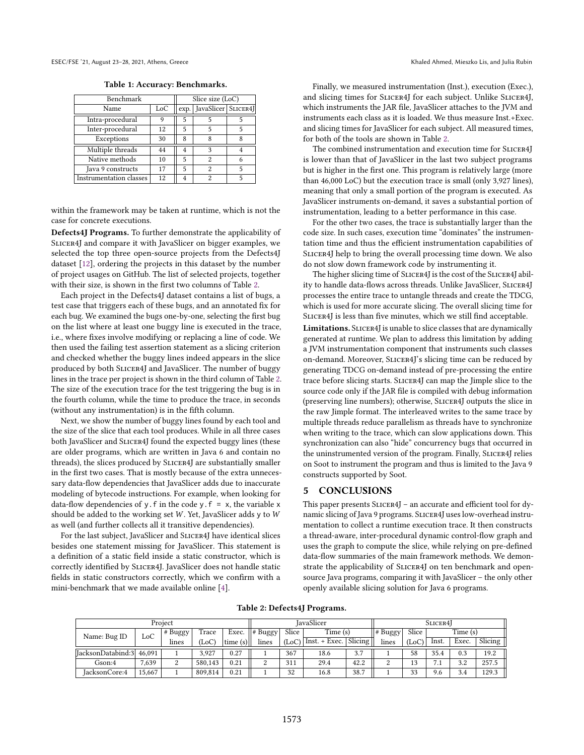**Table 1: Accuracy: Benchmarks.**

| Benchmark | | Slice size (LoC) | | |
|---|---|---|---|---|
| Name | LoC | exp. | JavaSlicer | Slicer4J |
| Intra-procedural | 9 | 5 | 5 | 5 |
| Inter-procedural | 12 | 5 | 5 | 5 |
| Exceptions | 30 | 8 | 8 | 8 |
| Multiple threads | 44 | 4 | 3 | 4 |
| Native methods | 10 | 5 | 2 | 6 |
| Java 9 constructs | 17 | 5 | 2 | 5 |
| Instrumentation classes | 12 | 4 | 2 | 5 |

within the framework may be taken at runtime, which is not the case for concrete executions.

**Defects4J Programs.** To further demonstrate the applicability of Slicer4J and compare it with JavaSlicer on bigger examples, we selected the top three open-source projects from the Defects4J dataset [12], ordering the projects in this dataset by the number of project usages on GitHub. The list of selected projects, together with their size, is shown in the first two columns of Table 2.

Each project in the Defects4J dataset contains a list of bugs, a test case that triggers each of these bugs, and an annotated fix for each bug. We examined the bugs one-by-one, selecting the first bug on the list where at least one buggy line is executed in the trace, i.e., where fixes involve modifying or replacing a line of code. We then used the failing test assertion statement as a slicing criterion and checked whether the buggy lines indeed appears in the slice produced by both Slicer4J and JavaSlicer. The number of buggy lines in the trace per project is shown in the third column of Table 2. The size of the execution trace for the test triggering the bug is in the fourth column, while the time to produce the trace, in seconds (without any instrumentation) is in the fifth column.

Next, we show the number of buggy lines found by each tool and the size of the slice that each tool produces. While in all three cases both JavaSlicer and Slicer4J found the expected buggy lines (these are older programs, which are written in Java 6 and contain no threads), the slices produced by Slicer4J are substantially smaller in the first two cases. That is mostly because of the extra unnecessary data-flow dependencies that JavaSlicer adds due to inaccurate modeling of bytecode instructions. For example, when looking for data-flow dependencies of `y.f` in the code `y.f = x`, the variable `x` should be added to the working set $W$. Yet, JavaSlicer adds `y` to $W$ as well (and further collects all it transitive dependencies).

For the last subject, JavaSlicer and Slicer4J have identical slices besides one statement missing for JavaSlicer. This statement is a definition of a static field inside a static constructor, which is correctly identified by Slicer4J. JavaSlicer does not handle static fields in static constructors correctly, which we confirm with a mini-benchmark that we made available online [4].

Finally, we measured instrumentation (Inst.), execution (Exec.), and slicing times for Slicer4J for each subject. Unlike Slicer4J, which instruments the JAR file, JavaSlicer attaches to the JVM and instruments each class as it is loaded. We thus measure Inst.+Exec. and slicing times for JavaSlicer for each subject. All measured times, for both of the tools are shown in Table 2.

The combined instrumentation and execution time for Slicer4J is lower than that of JavaSlicer in the last two subject programs but is higher in the first one. This program is relatively large (more than 46,000 LoC) but the execution trace is small (only 3,927 lines), meaning that only a small portion of the program is executed. As JavaSlicer instruments on-demand, it saves a substantial portion of instrumentation, leading to a better performance in this case.

For the other two cases, the trace is substantially larger than the code size. In such cases, execution time "dominates" the instrumentation time and thus the efficient instrumentation capabilities of Slicer4J help to bring the overall processing time down. We also do not slow down framework code by instrumenting it.

The higher slicing time of Slicer4J is the cost of the Slicer4J ability to handle data-flows across threads. Unlike JavaSlicer, Slicer4J processes the entire trace to untangle threads and create the TDCG, which is used for more accurate slicing. The overall slicing time for Slicer4J is less than five minutes, which we still find acceptable.

**Limitations.** Slicer4J is unable to slice classes that are dynamically generated at runtime. We plan to address this limitation by adding a JVM instrumentation component that instruments such classes on-demand. Moreover, Slicer4J's slicing time can be reduced by generating TDCG on-demand instead of pre-processing the entire trace before slicing starts. Slicer4J can map the Jimple slice to the source code only if the JAR file is compiled with debug information (preserving line numbers); otherwise, Slicer4J outputs the slice in the raw Jimple format. The interleaved writes to the same trace by multiple threads reduce parallelism as threads have to synchronize when writing to the trace, which can slow applications down. This synchronization can also "hide" concurrency bugs that occurred in the uninstrumented version of the program. Finally, Slicer4J relies on Soot to instrument the program and thus is limited to the Java 9 constructs supported by Soot.

## 5 CONCLUSIONS

This paper presents Slicer4J – an accurate and efficient tool for dynamic slicing of Java 9 programs. Slicer4J uses low-overhead instrumentation to collect a runtime execution trace. It then constructs a thread-aware, inter-procedural dynamic control-flow graph and uses the graph to compute the slice, while relying on pre-defined data-flow summaries of the main framework methods. We demonstrate the applicability of Slicer4J on ten benchmark and open-source Java programs, comparing it with JavaSlicer – the only other openly available slicing solution for Java 6 programs.

**Table 2: Defects4J Programs.**

| Project | | | | | JavaSlicer | | | | Slicer4J | | | | |
|---|---|---|---|---|---|---|---|---|---|---|---|---|---|
| Name: Bug ID | LoC | # Buggy lines | Trace (LoC) | Exec. time (s) | # Buggy lines | Slice (LoC) | Time (s) Inst. + Exec. | Time (s) Slicing | # Buggy lines | Slice (LoC) | Time (s) Inst. | Time (s) Exec. | Time (s) Slicing |
| JacksonDatabind:3 | 46,091 | 1 | 3,927 | 0.27 | 1 | 367 | 18.6 | 3.7 | 1 | 58 | 35.4 | 0.3 | 19.2 |
| Gson:4 | 7,639 | 2 | 580,143 | 0.21 | 2 | 311 | 29.4 | 42.2 | 2 | 13 | 7.1 | 3.2 | 257.5 |
| JacksonCore:4 | 15,667 | 1 | 809,814 | 0.21 | 1 | 32 | 16.8 | 38.7 | 1 | 33 | 9.6 | 3.4 | 129.3 |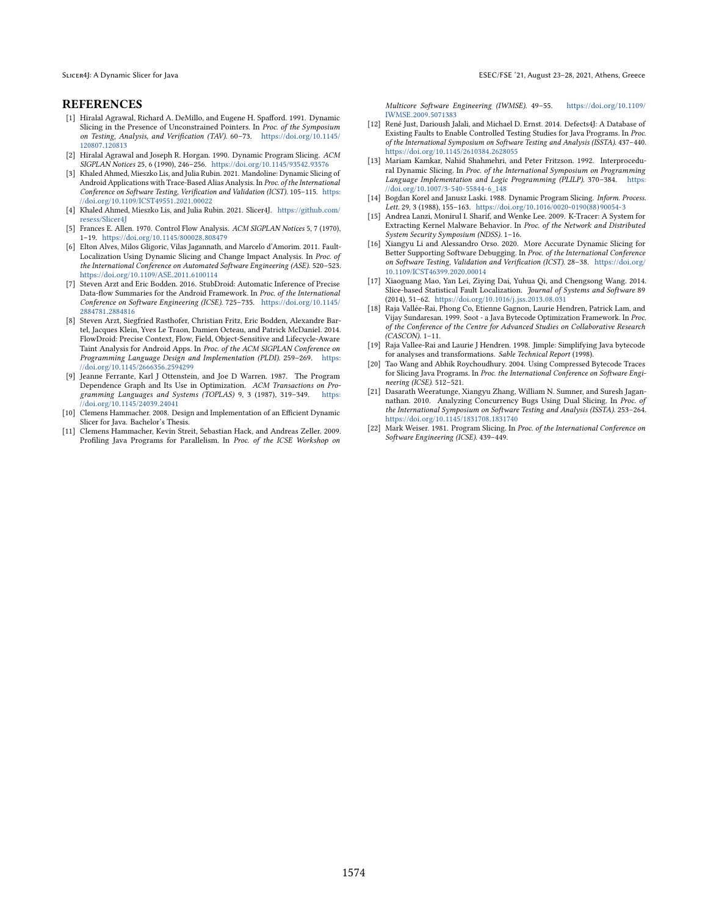## REFERENCES

- [1] Hiralal Agrawal, Richard A. DeMillo, and Eugene H. Spafford. 1991. Dynamic Slicing in the Presence of Unconstrained Pointers. In *Proc. of the Symposium on Testing, Analysis, and Verification (TAV)*. 60–73. https://doi.org/10.1145/120807.120813
- [2] Hiralal Agrawal and Joseph R. Horgan. 1990. Dynamic Program Slicing. *ACM SIGPLAN Notices* 25, 6 (1990), 246–256. https://doi.org/10.1145/93542.93576
- [3] Khaled Ahmed, Mieszko Lis, and Julia Rubin. 2021. Mandoline: Dynamic Slicing of Android Applications with Trace-Based Alias Analysis. In *Proc. of the International Conference on Software Testing, Verification and Validation (ICST)*. 105–115. https://doi.org/10.1109/ICST49551.2021.00022
- [4] Khaled Ahmed, Mieszko Lis, and Julia Rubin. 2021. Slicer4J. https://github.com/resess/Slicer4J
- [5] Frances E. Allen. 1970. Control Flow Analysis. *ACM SIGPLAN Notices* 5, 7 (1970), 1–19. https://doi.org/10.1145/800028.808479
- [6] Elton Alves, Milos Gligoric, Vilas Jagannath, and Marcelo d'Amorim. 2011. Fault-Localization Using Dynamic Slicing and Change Impact Analysis. In *Proc. of the International Conference on Automated Software Engineering (ASE)*. 520–523. https://doi.org/10.1109/ASE.2011.6100114
- [7] Steven Arzt and Eric Bodden. 2016. StubDroid: Automatic Inference of Precise Data-flow Summaries for the Android Framework. In *Proc. of the International Conference on Software Engineering (ICSE)*. 725–735. https://doi.org/10.1145/2884781.2884816
- [8] Steven Arzt, Siegfried Rasthofer, Christian Fritz, Eric Bodden, Alexandre Bartel, Jacques Klein, Yves Le Traon, Damien Octeau, and Patrick McDaniel. 2014. FlowDroid: Precise Context, Flow, Field, Object-Sensitive and Lifecycle-Aware Taint Analysis for Android Apps. In *Proc. of the ACM SIGPLAN Conference on Programming Language Design and Implementation (PLDI)*. 259–269. https://doi.org/10.1145/2666356.2594299
- [9] Jeanne Ferrante, Karl J Ottenstein, and Joe D Warren. 1987. The Program Dependence Graph and Its Use in Optimization. *ACM Transactions on Programming Languages and Systems (TOPLAS)* 9, 3 (1987), 319–349. https://doi.org/10.1145/24039.24041
- [10] Clemens Hammacher. 2008. Design and Implementation of an Efficient Dynamic Slicer for Java. Bachelor's Thesis.
- [11] Clemens Hammacher, Kevin Streit, Sebastian Hack, and Andreas Zeller. 2009. Profiling Java Programs for Parallelism. In *Proc. of the ICSE Workshop on Multicore Software Engineering (IWMSE)*. 49–55. https://doi.org/10.1109/IWMSE.2009.5071383
- [12] René Just, Darioush Jalali, and Michael D. Ernst. 2014. Defects4J: A Database of Existing Faults to Enable Controlled Testing Studies for Java Programs. In *Proc. of the International Symposium on Software Testing and Analysis (ISSTA)*. 437–440. https://doi.org/10.1145/2610384.2628055
- [13] Mariam Kamkar, Nahid Shahmehri, and Peter Fritzson. 1992. Interprocedural Dynamic Slicing. In *Proc. of the International Symposium on Programming Language Implementation and Logic Programming (PLILP)*. 370–384. https://doi.org/10.1007/3-540-55844-6_148
- [14] Bogdan Korel and Janusz Laski. 1988. Dynamic Program Slicing. *Inform. Process. Lett.* 29, 3 (1988), 155–163. https://doi.org/10.1016/0020-0190(88)90054-3
- [15] Andrea Lanzi, Monirul I. Sharif, and Wenke Lee. 2009. K-Tracer: A System for Extracting Kernel Malware Behavior. In *Proc. of the Network and Distributed System Security Symposium (NDSS)*. 1–16.
- [16] Xiangyu Li and Alessandro Orso. 2020. More Accurate Dynamic Slicing for Better Supporting Software Debugging. In *Proc. of the International Conference on Software Testing, Validation and Verification (ICST)*. 28–38. https://doi.org/10.1109/ICST46399.2020.00014
- [17] Xiaoguang Mao, Yan Lei, Ziying Dai, Yuhua Qi, and Chengsong Wang. 2014. Slice-based Statistical Fault Localization. *Journal of Systems and Software* 89 (2014), 51–62. https://doi.org/10.1016/j.jss.2013.08.031
- [18] Raja Vallée-Rai, Phong Co, Etienne Gagnon, Laurie Hendren, Patrick Lam, and Vijay Sundaresan. 1999. Soot - a Java Bytecode Optimization Framework. In *Proc. of the Conference of the Centre for Advanced Studies on Collaborative Research (CASCON)*. 1–11.
- [19] Raja Vallee-Rai and Laurie J Hendren. 1998. Jimple: Simplifying Java bytecode for analyses and transformations. *Sable Technical Report* (1998).
- [20] Tao Wang and Abhik Roychoudhury. 2004. Using Compressed Bytecode Traces for Slicing Java Programs. In *Proc. the International Conference on Software Engineering (ICSE)*. 512–521.
- [21] Dasarath Weeratunge, Xiangyu Zhang, William N. Sumner, and Suresh Jagannathan. 2010. Analyzing Concurrency Bugs Using Dual Slicing. In *Proc. of the International Symposium on Software Testing and Analysis (ISSTA)*. 253–264. https://doi.org/10.1145/1831708.1831740
- [22] Mark Weiser. 1981. Program Slicing. In *Proc. of the International Conference on Software Engineering (ICSE)*. 439–449.